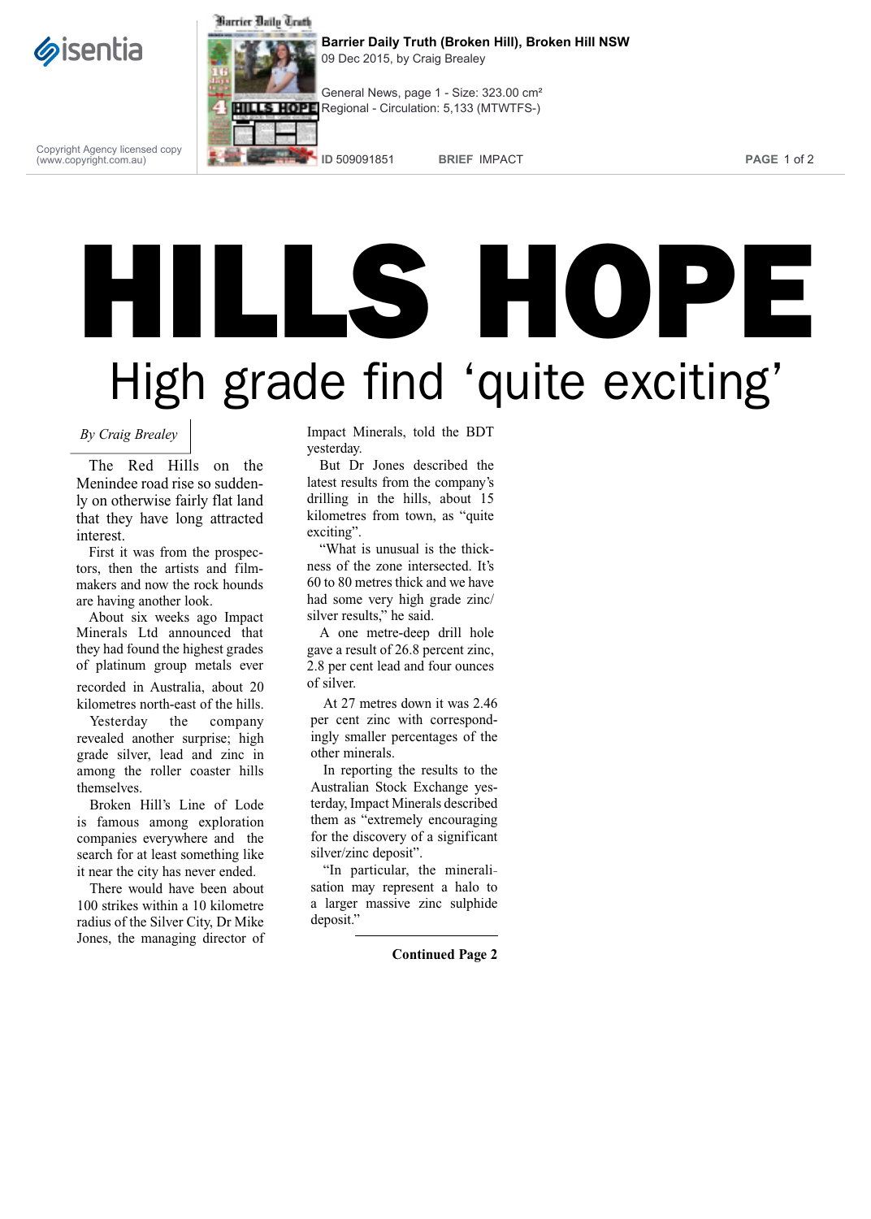# HILLS HOPE

## High grade find 'quite exciting'

*By Craig Brealey*

The Red Hills on the Menindee road rise so suddenly on otherwise fairly flat land that they have long attracted interest.

First it was from the prospectors, then the artists and filmmakers and now the rock hounds are having another look.

About six weeks ago Impact Minerals Ltd announced that they had found the highest grades of platinum group metals ever recorded in Australia, about 20 kilometres north-east of the hills.

Yesterday the company revealed another surprise; high grade silver, lead and zinc in among the roller coaster hills themselves.

Broken Hill's Line of Lode is famous among exploration companies everywhere and the search for at least something like it near the city has never ended.

There would have been about 100 strikes within a 10 kilometre radius of the Silver City, Dr Mike Jones, the managing director of Impact Minerals, told the BDT yesterday.

But Dr Jones described the latest results from the company's drilling in the hills, about 15 kilometres from town, as "quite exciting".

"What is unusual is the thickness of the zone intersected. It's 60 to 80 metres thick and we have had some very high grade zinc/silver results," he said.

A one metre-deep drill hole gave a result of 26.8 percent zinc, 2.8 per cent lead and four ounces of silver.

At 27 metres down it was 2.46 per cent zinc with correspondingly smaller percentages of the other minerals.

In reporting the results to the Australian Stock Exchange yesterday, Impact Minerals described them as "extremely encouraging for the discovery of a significant silver/zinc deposit".

"In particular, the mineralisation may represent a halo to a larger massive zinc sulphide deposit."

**Continued Page 2**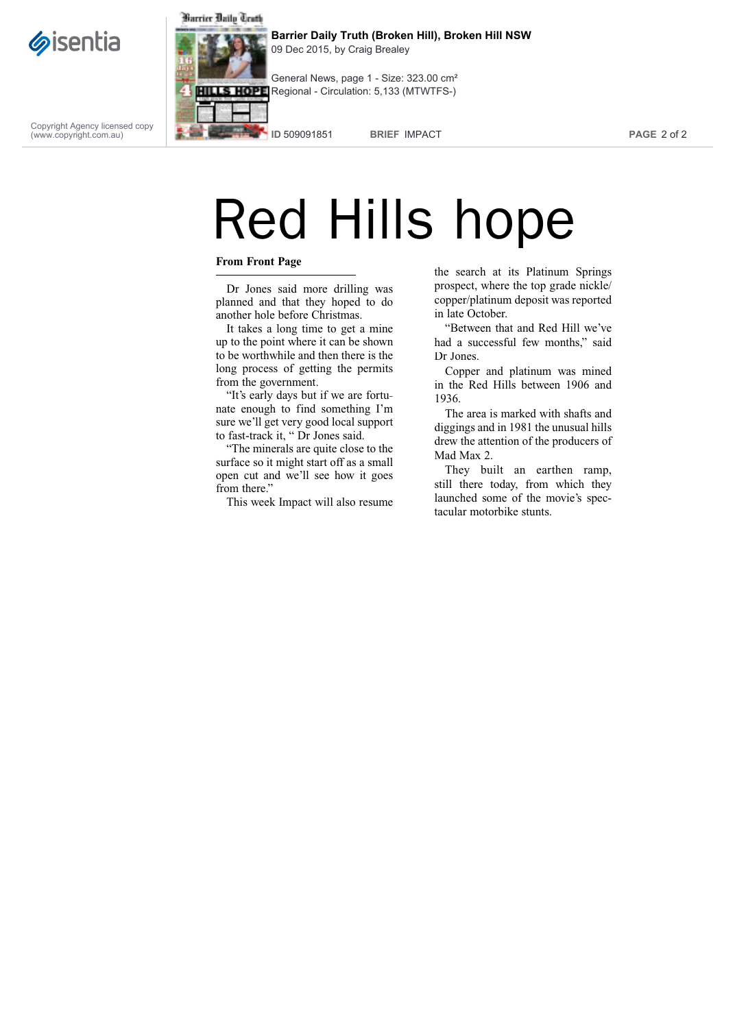# Red Hills hope

**From Front Page**

Dr Jones said more drilling was planned and that they hoped to do another hole before Christmas.

It takes a long time to get a mine up to the point where it can be shown to be worthwhile and then there is the long process of getting the permits from the government.

"It's early days but if we are fortunate enough to find something I'm sure we'll get very good local support to fast-track it, " Dr Jones said.

"The minerals are quite close to the surface so it might start off as a small open cut and we'll see how it goes from there."

This week Impact will also resume the search at its Platinum Springs prospect, where the top grade nickle/copper/platinum deposit was reported in late October.

"Between that and Red Hill we've had a successful few months," said Dr Jones.

Copper and platinum was mined in the Red Hills between 1906 and 1936.

The area is marked with shafts and diggings and in 1981 the unusual hills drew the attention of the producers of Mad Max 2.

They built an earthen ramp, still there today, from which they launched some of the movie's spectacular motorbike stunts.